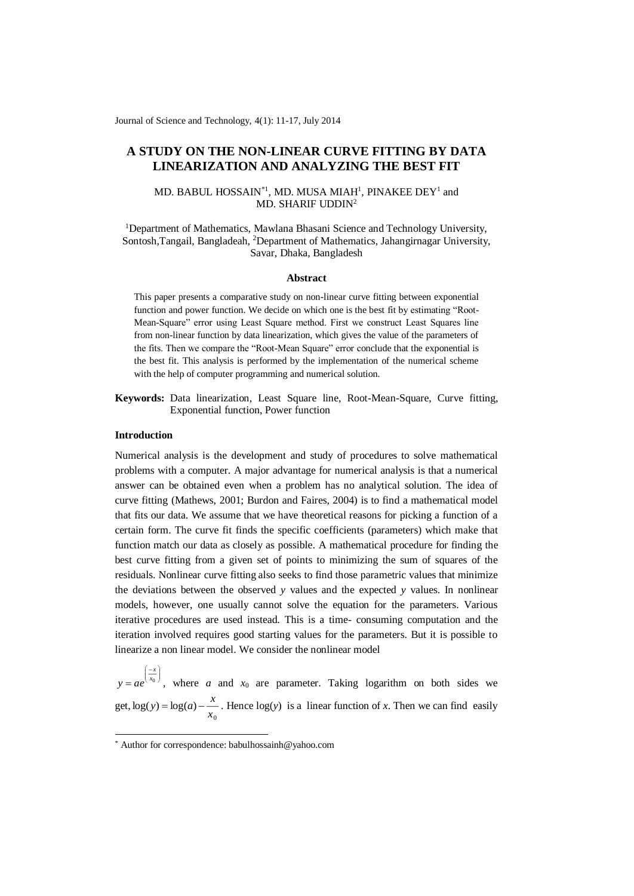# A STUDY ON THE NON-LINEAR CURVE FITTING BY DATA LINEARIZATION AND ANALYZING THE BEST FIT

MD. BABUL HOSSAIN[*1], MD. MUSA MIAH[1], PINAKEE DEY[1] and MD. SHARIF UDDIN[2]

[1]Department of Mathematics, Mawlana Bhasani Science and Technology University, Sontosh,Tangail, Bangladeah, [2]Department of Mathematics, Jahangirnagar University, Savar, Dhaka, Bangladesh

### Abstract

This paper presents a comparative study on non-linear curve fitting between exponential function and power function. We decide on which one is the best fit by estimating "Root-Mean-Square" error using Least Square method. First we construct Least Squares line from non-linear function by data linearization, which gives the value of the parameters of the fits. Then we compare the "Root-Mean Square" error conclude that the exponential is the best fit. This analysis is performed by the implementation of the numerical scheme with the help of computer programming and numerical solution.

**Keywords:** Data linearization, Least Square line, Root-Mean-Square, Curve fitting, Exponential function, Power function

## Introduction

Numerical analysis is the development and study of procedures to solve mathematical problems with a computer. A major advantage for numerical analysis is that a numerical answer can be obtained even when a problem has no analytical solution. The idea of curve fitting (Mathews, 2001; Burdon and Faires, 2004) is to find a mathematical model that fits our data. We assume that we have theoretical reasons for picking a function of a certain form. The curve fit finds the specific coefficients (parameters) which make that function match our data as closely as possible. A mathematical procedure for finding the best curve fitting from a given set of points to minimizing the sum of squares of the residuals. Nonlinear curve fitting also seeks to find those parametric values that minimize the deviations between the observed *y* values and the expected *y* values. In nonlinear models, however, one usually cannot solve the equation for the parameters. Various iterative procedures are used instead. This is a time- consuming computation and the iteration involved requires good starting values for the parameters. But it is possible to linearize a non linear model. We consider the nonlinear model

$y = ae^{\left(\frac{-x}{x_0}\right)}$, where $a$ and $x_0$ are parameter. Taking logarithm on both sides we get, $\log(y) = \log(a) - \frac{x}{x_0}$. Hence $\log(y)$ is a linear function of $x$. Then we can find easily

[*] Author for correspondence: babulhossainh@yahoo.com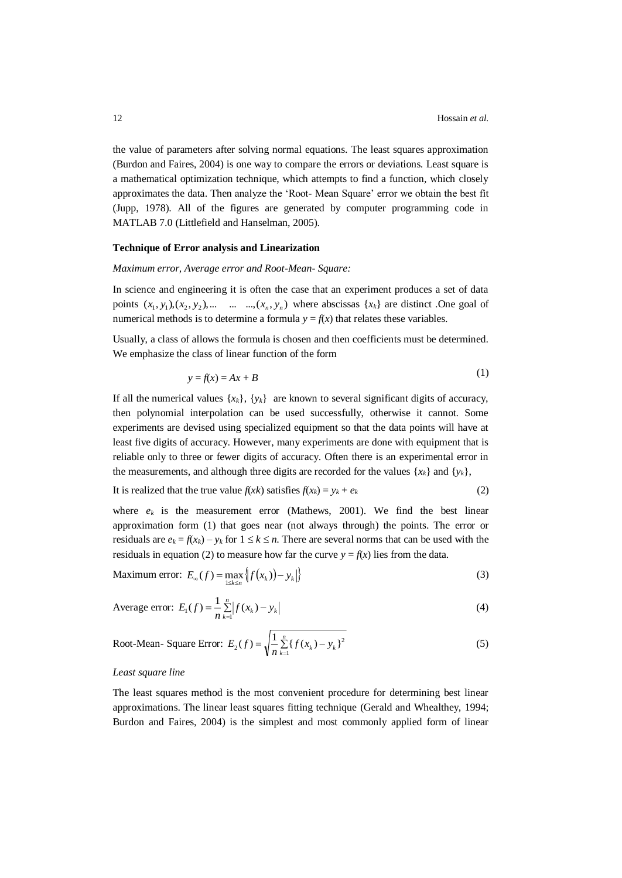the value of parameters after solving normal equations. The least squares approximation (Burdon and Faires, 2004) is one way to compare the errors or deviations. Least square is a mathematical optimization technique, which attempts to find a function, which closely approximates the data. Then analyze the 'Root- Mean Square' error we obtain the best fit (Jupp, 1978). All of the figures are generated by computer programming code in MATLAB 7.0 (Littlefield and Hanselman, 2005).

**Technique of Error analysis and Linearization**

*Maximum error, Average error and Root-Mean- Square:*

In science and engineering it is often the case that an experiment produces a set of data points $(x_1, y_1), (x_2, y_2), \dots \quad \dots \quad \dots, (x_n, y_n)$ where abscissas $\{x_k\}$ are distinct .One goal of numerical methods is to determine a formula $y = f(x)$ that relates these variables.

Usually, a class of allows the formula is chosen and then coefficients must be determined. We emphasize the class of linear function of the form

$$y = f(x) = Ax + B \tag{1}$$

If all the numerical values $\{x_k\}$, $\{y_k\}$ are known to several significant digits of accuracy, then polynomial interpolation can be used successfully, otherwise it cannot. Some experiments are devised using specialized equipment so that the data points will have at least five digits of accuracy. However, many experiments are done with equipment that is reliable only to three or fewer digits of accuracy. Often there is an experimental error in the measurements, and although three digits are recorded for the values $\{x_k\}$ and $\{y_k\}$,

It is realized that the true value $f(xk)$ satisfies $f(x_k) = y_k + e_k$ (2)

where $e_k$ is the measurement error (Mathews, 2001). We find the best linear approximation form (1) that goes near (not always through) the points. The error or residuals are $e_k = f(x_k) - y_k$ for $1 \le k \le n$. There are several norms that can be used with the residuals in equation (2) to measure how far the curve $y = f(x)$ lies from the data.

Maximum error: $E_\infty(f) = \max\limits_{1 \le k \le n} \left\{ \left| f(x_k) - y_k \right| \right\}$ (3)

Average error: $E_1(f) = \dfrac{1}{n} \sum\limits_{k=1}^{n} \left| f(x_k) - y_k \right|$ (4)

Root-Mean- Square Error: $E_2(f) = \sqrt{\dfrac{1}{n} \sum\limits_{k=1}^{n} \{ f(x_k) - y_k \}^2}$ (5)

*Least square line*

The least squares method is the most convenient procedure for determining best linear approximations. The linear least squares fitting technique (Gerald and Whealthey, 1994; Burdon and Faires, 2004) is the simplest and most commonly applied form of linear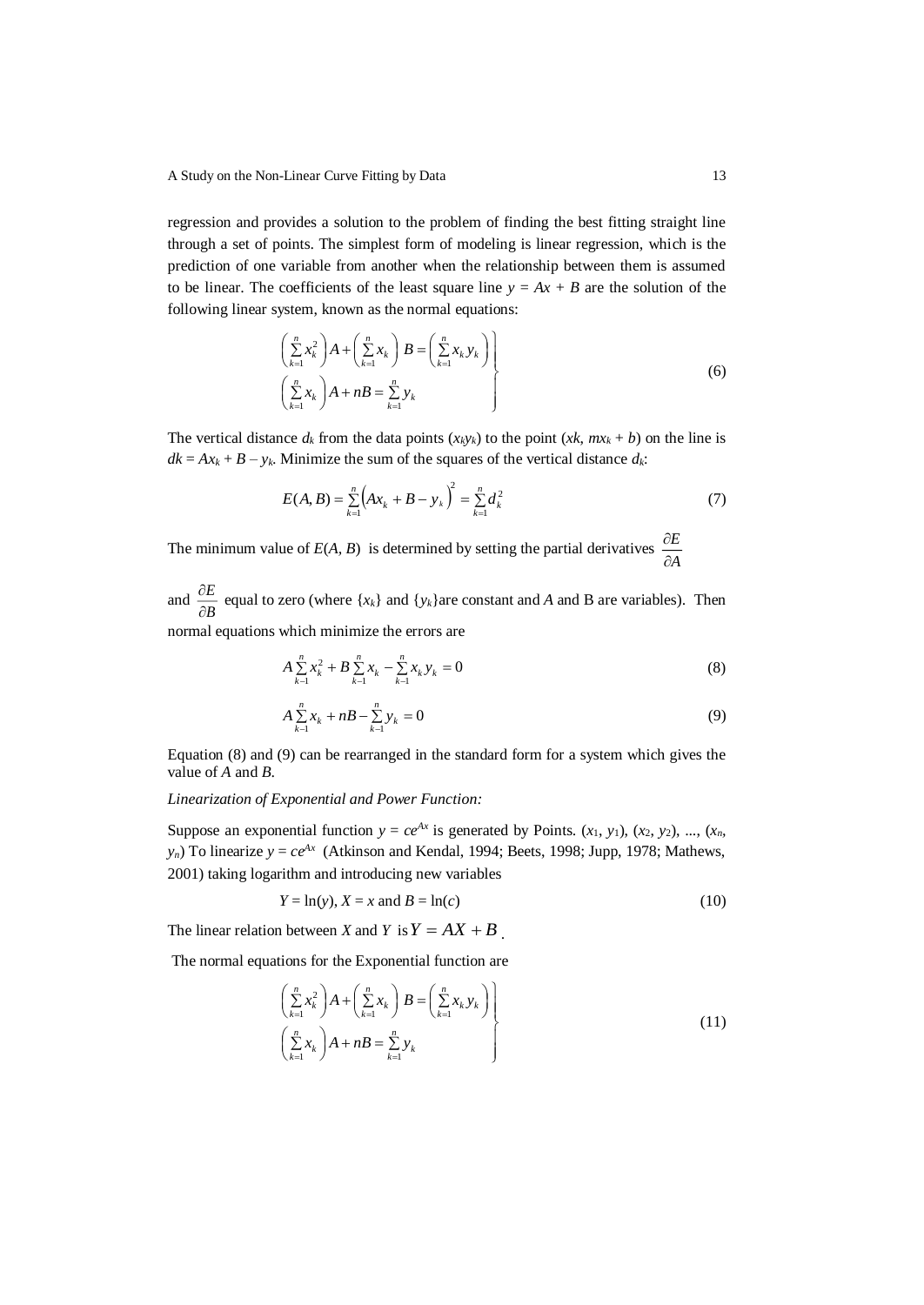regression and provides a solution to the problem of finding the best fitting straight line through a set of points. The simplest form of modeling is linear regression, which is the prediction of one variable from another when the relationship between them is assumed to be linear. The coefficients of the least square line $y = Ax + B$ are the solution of the following linear system, known as the normal equations:

$$\left.\begin{aligned} \left(\sum_{k=1}^{n} x_k^2\right)A + \left(\sum_{k=1}^{n} x_k\right)B &= \left(\sum_{k=1}^{n} x_k y_k\right) \\ \left(\sum_{k=1}^{n} x_k\right)A + nB &= \sum_{k=1}^{n} y_k \end{aligned}\right\} \tag{6}$$

The vertical distance $d_k$ from the data points $(x_k y_k)$ to the point $(xk, mx_k + b)$ on the line is $dk = Ax_k + B - y_k$. Minimize the sum of the squares of the vertical distance $d_k$:

$$E(A, B) = \sum_{k=1}^{n}\left(Ax_k + B - y_k\right)^2 = \sum_{k=1}^{n} d_k^2 \tag{7}$$

The minimum value of $E(A, B)$ is determined by setting the partial derivatives $\frac{\partial E}{\partial A}$ and $\frac{\partial E}{\partial B}$ equal to zero (where $\{x_k\}$ and $\{y_k\}$are constant and $A$ and B are variables). Then normal equations which minimize the errors are

$$A\sum_{k-1}^{n} x_k^2 + B\sum_{k-1}^{n} x_k - \sum_{k-1}^{n} x_k y_k = 0 \tag{8}$$

$$A\sum_{k-1}^{n} x_k + nB - \sum_{k-1}^{n} y_k = 0 \tag{9}$$

Equation (8) and (9) can be rearranged in the standard form for a system which gives the value of $A$ and $B$.

*Linearization of Exponential and Power Function:*

Suppose an exponential function $y = ce^{Ax}$ is generated by Points. $(x_1, y_1), (x_2, y_2), \ldots, (x_n, y_n)$ To linearize $y = ce^{Ax}$ (Atkinson and Kendal, 1994; Beets, 1998; Jupp, 1978; Mathews, 2001) taking logarithm and introducing new variables

$$Y = \ln(y),\ X = x \text{ and } B = \ln(c) \tag{10}$$

The linear relation between $X$ and $Y$ is $Y = AX + B$.

The normal equations for the Exponential function are

$$\left.\begin{aligned} \left(\sum_{k=1}^{n} x_k^2\right)A + \left(\sum_{k=1}^{n} x_k\right)B &= \left(\sum_{k=1}^{n} x_k y_k\right) \\ \left(\sum_{k=1}^{n} x_k\right)A + nB &= \sum_{k=1}^{n} y_k \end{aligned}\right\} \tag{11}$$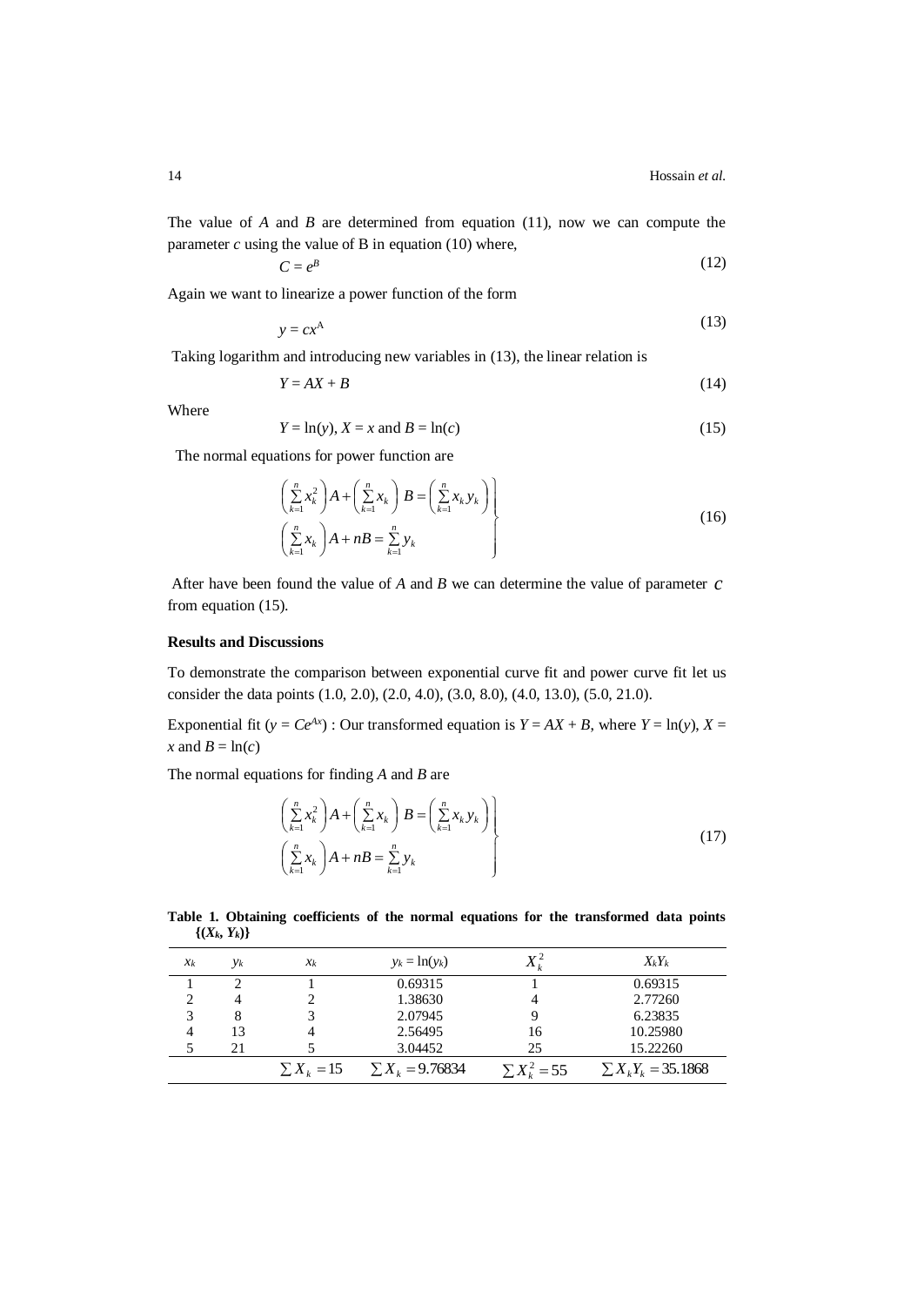The value of $A$ and $B$ are determined from equation (11), now we can compute the parameter $c$ using the value of B in equation (10) where,

$$C = e^{B} \tag{12}$$

Again we want to linearize a power function of the form

$$y = cx^{A} \tag{13}$$

Taking logarithm and introducing new variables in (13), the linear relation is

$$Y = AX + B \tag{14}$$

Where

$$Y = \ln(y),\ X = x \text{ and } B = \ln(c) \tag{15}$$

The normal equations for power function are

$$\left.\begin{aligned} \left(\sum_{k=1}^{n} x_k^2\right) A + \left(\sum_{k=1}^{n} x_k\right) B &= \left(\sum_{k=1}^{n} x_k y_k\right) \\ \left(\sum_{k=1}^{n} x_k\right) A + nB &= \sum_{k=1}^{n} y_k \end{aligned}\right\} \tag{16}$$

After have been found the value of $A$ and $B$ we can determine the value of parameter $c$ from equation (15).

**Results and Discussions**

To demonstrate the comparison between exponential curve fit and power curve fit let us consider the data points (1.0, 2.0), (2.0, 4.0), (3.0, 8.0), (4.0, 13.0), (5.0, 21.0).

Exponential fit ($y = Ce^{Ax}$) : Our transformed equation is $Y = AX + B$, where $Y = \ln(y)$, $X = x$ and $B = \ln(c)$

The normal equations for finding $A$ and $B$ are

$$\left.\begin{aligned} \left(\sum_{k=1}^{n} x_k^2\right) A + \left(\sum_{k=1}^{n} x_k\right) B &= \left(\sum_{k=1}^{n} x_k y_k\right) \\ \left(\sum_{k=1}^{n} x_k\right) A + nB &= \sum_{k=1}^{n} y_k \end{aligned}\right\} \tag{17}$$

**Table 1. Obtaining coefficients of the normal equations for the transformed data points $\{(X_k, Y_k)\}$**

| $x_k$ | $y_k$ | $x_k$ | $y_k = \ln(y_k)$ | $X_k^2$ | $X_kY_k$ |
|---|---|---|---|---|---|
| 1 | 2 | 1 | 0.69315 | 1 | 0.69315 |
| 2 | 4 | 2 | 1.38630 | 4 | 2.77260 |
| 3 | 8 | 3 | 2.07945 | 9 | 6.23835 |
| 4 | 13 | 4 | 2.56495 | 16 | 10.25980 |
| 5 | 21 | 5 | 3.04452 | 25 | 15.22260 |
| | | $\sum X_k = 15$ | $\sum X_k = 9.76834$ | $\sum X_k^2 = 55$ | $\sum X_k Y_k = 35.1868$ |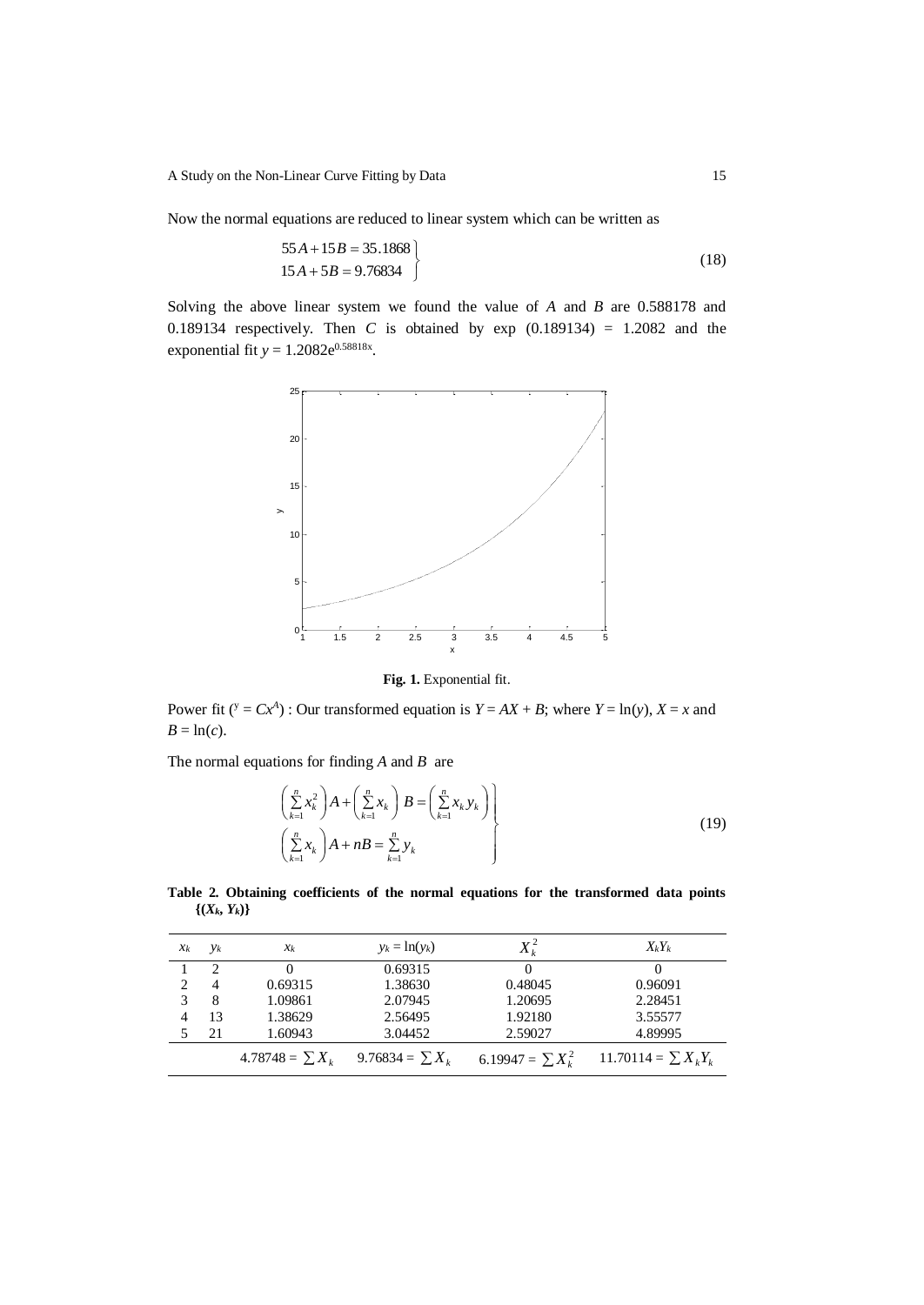Now the normal equations are reduced to linear system which can be written as

$$\left.\begin{aligned} 55A + 15B &= 35.1868 \\ 15A + 5B &= 9.76834 \end{aligned}\right\} \tag{18}$$

Solving the above linear system we found the value of $A$ and $B$ are 0.588178 and 0.189134 respectively. Then $C$ is obtained by exp (0.189134) = 1.2082 and the exponential fit $y = 1.2082e^{0.58818x}$.

**Fig. 1.** Exponential fit.

Power fit ($y = Cx^A$) : Our transformed equation is $Y = AX + B$; where $Y = \ln(y)$, $X = x$ and $B = \ln(c)$.

The normal equations for finding $A$ and $B$ are

$$\left.\begin{aligned} \left(\sum_{k=1}^{n} x_k^2\right) A + \left(\sum_{k=1}^{n} x_k\right) B &= \left(\sum_{k=1}^{n} x_k y_k\right) \\ \left(\sum_{k=1}^{n} x_k\right) A + nB &= \sum_{k=1}^{n} y_k \end{aligned}\right\} \tag{19}$$

**Table 2. Obtaining coefficients of the normal equations for the transformed data points $\{(X_k, Y_k)\}$**

| $x_k$ | $y_k$ | $x_k$ | $y_k = \ln(y_k)$ | $X_k^2$ | $X_kY_k$ |
|---|---|---|---|---|---|
| 1 | 2 | 0 | 0.69315 | 0 | 0 |
| 2 | 4 | 0.69315 | 1.38630 | 0.48045 | 0.96091 |
| 3 | 8 | 1.09861 | 2.07945 | 1.20695 | 2.28451 |
| 4 | 13 | 1.38629 | 2.56495 | 1.92180 | 3.55577 |
| 5 | 21 | 1.60943 | 3.04452 | 2.59027 | 4.89995 |
| | | $4.78748 = \sum X_k$ | $9.76834 = \sum X_k$ | $6.19947 = \sum X_k^2$ | $11.70114 = \sum X_kY_k$ |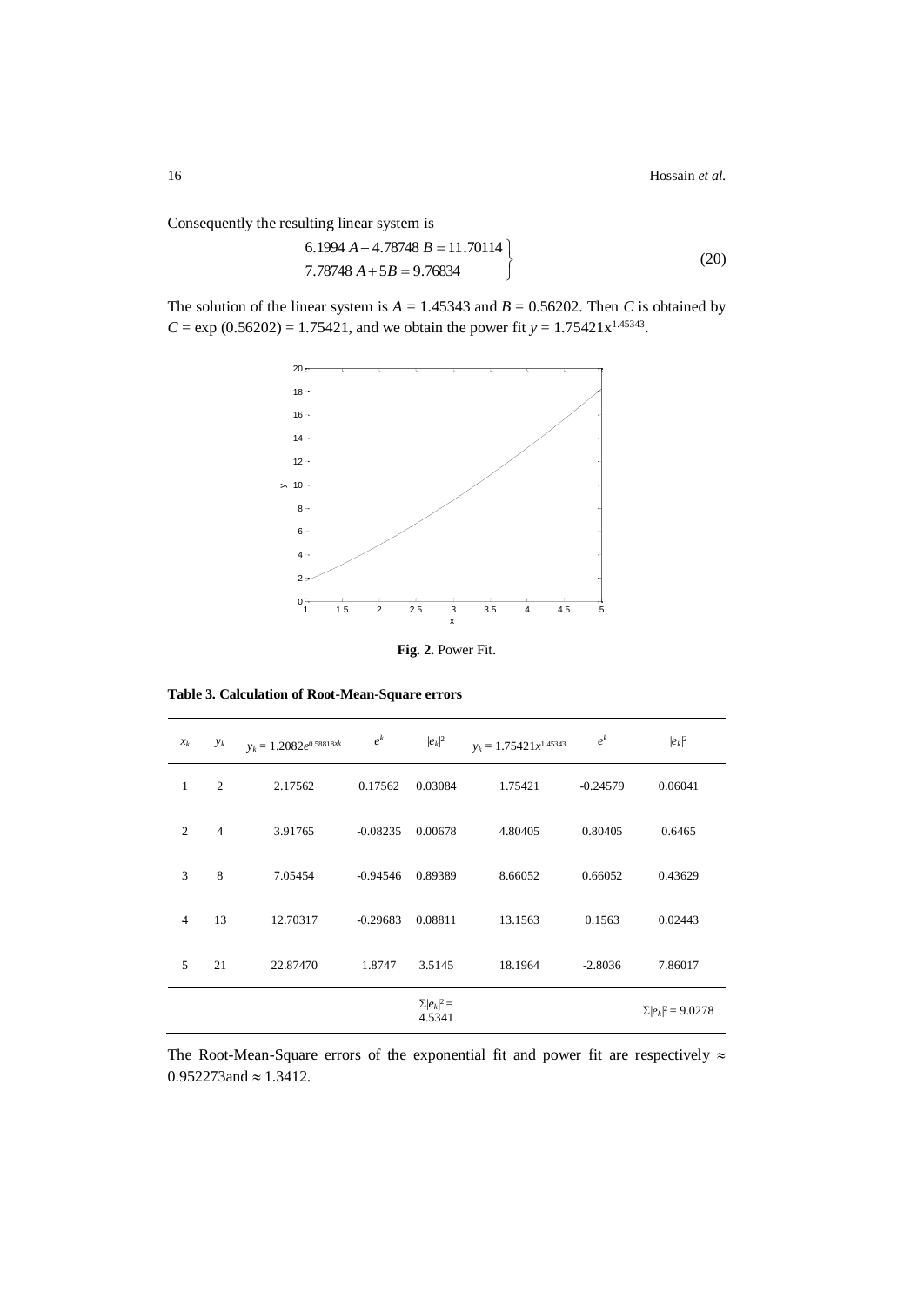Consequently the resulting linear system is

$$\left.\begin{array}{l} 6.1994\,A + 4.78748\,B = 11.70114 \\ 7.78748\,A + 5B = 9.76834 \end{array}\right\} \tag{20}$$

The solution of the linear system is $A = 1.45343$ and $B = 0.56202$. Then $C$ is obtained by $C = \exp(0.56202) = 1.75421$, and we obtain the power fit $y = 1.75421x^{1.45343}$.

**Fig. 2.** Power Fit.

**Table 3. Calculation of Root-Mean-Square errors**

| $x_k$ | $y_k$ | $y_k = 1.2082e^{0.58818xk}$ | $e^k$ | $\lvert e_k\rvert^2$ | $y_k = 1.75421x^{1.45343}$ | $e^k$ | $\lvert e_k\rvert^2$ |
|---|---|---|---|---|---|---|---|
| 1 | 2 | 2.17562 | 0.17562 | 0.03084 | 1.75421 | -0.24579 | 0.06041 |
| 2 | 4 | 3.91765 | -0.08235 | 0.00678 | 4.80405 | 0.80405 | 0.6465 |
| 3 | 8 | 7.05454 | -0.94546 | 0.89389 | 8.66052 | 0.66052 | 0.43629 |
| 4 | 13 | 12.70317 | -0.29683 | 0.08811 | 13.1563 | 0.1563 | 0.02443 |
| 5 | 21 | 22.87470 | 1.8747 | 3.5145 | 18.1964 | -2.8036 | 7.86017 |
| | | | | $\Sigma\lvert e_k\rvert^2 =$ 4.5341 | | | $\Sigma\lvert e_k\rvert^2 = 9.0278$ |

The Root-Mean-Square errors of the exponential fit and power fit are respectively $\approx 0.952273$and $\approx 1.3412$.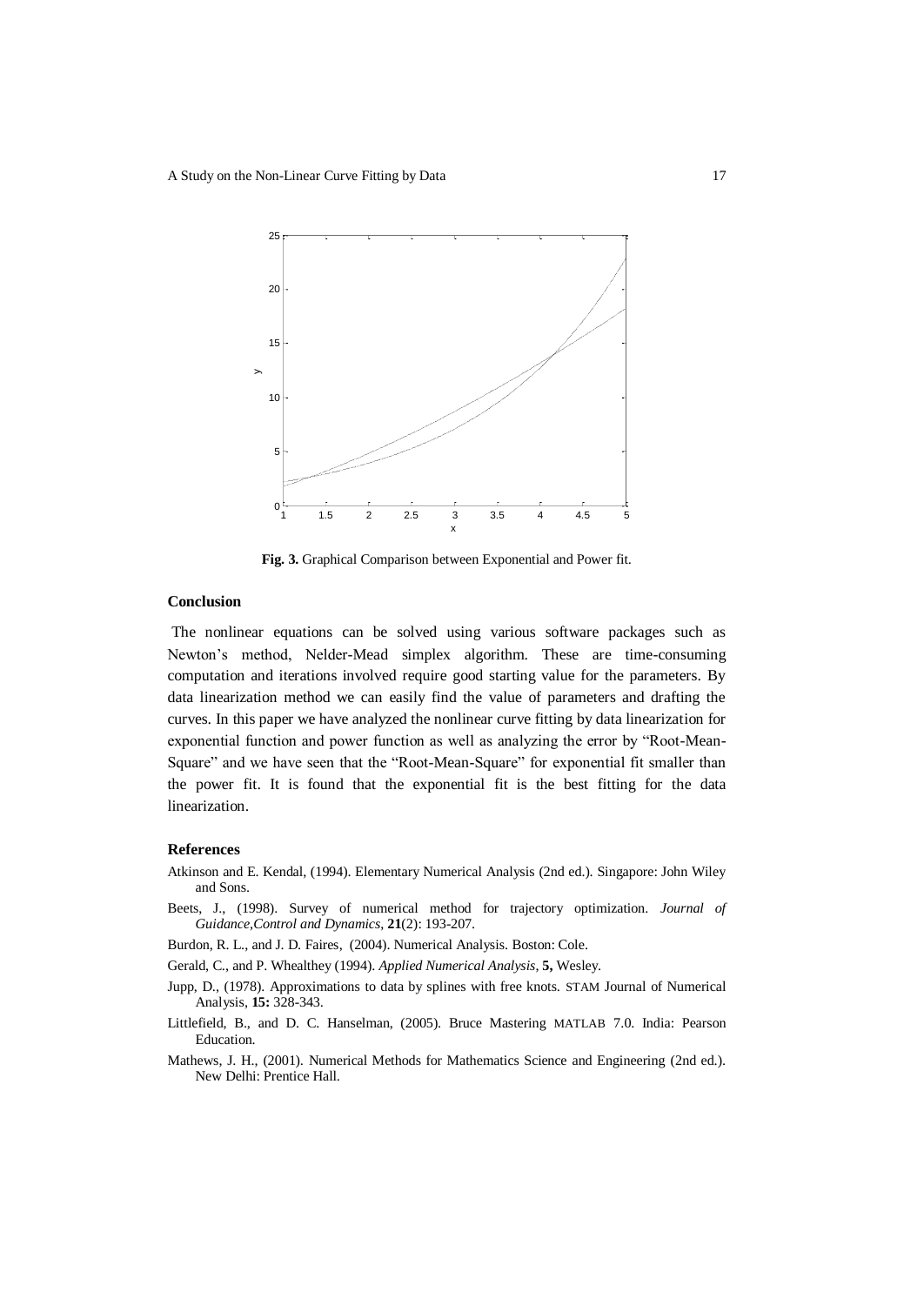25

20

15

y

10

5

0

1 1.5 2 2.5 3 3.5 4 4.5 5

x

**Fig. 3.** Graphical Comparison between Exponential and Power fit.

## Conclusion

The nonlinear equations can be solved using various software packages such as Newton's method, Nelder-Mead simplex algorithm. These are time-consuming computation and iterations involved require good starting value for the parameters. By data linearization method we can easily find the value of parameters and drafting the curves. In this paper we have analyzed the nonlinear curve fitting by data linearization for exponential function and power function as well as analyzing the error by "Root-Mean-Square" and we have seen that the "Root-Mean-Square" for exponential fit smaller than the power fit. It is found that the exponential fit is the best fitting for the data linearization.

## References

Atkinson and E. Kendal, (1994). Elementary Numerical Analysis (2nd ed.). Singapore: John Wiley and Sons.

Beets, J., (1998). Survey of numerical method for trajectory optimization. *Journal of Guidance,Control and Dynamics*, **21**(2): 193-207.

Burdon, R. L., and J. D. Faires, (2004). Numerical Analysis. Boston: Cole.

Gerald, C., and P. Whealthey (1994). *Applied Numerical Analysis*, **5,** Wesley.

Jupp, D., (1978). Approximations to data by splines with free knots. STAM Journal of Numerical Analysis, **15:** 328-343.

Littlefield, B., and D. C. Hanselman, (2005). Bruce Mastering MATLAB 7.0. India: Pearson Education.

Mathews, J. H., (2001). Numerical Methods for Mathematics Science and Engineering (2nd ed.). New Delhi: Prentice Hall.